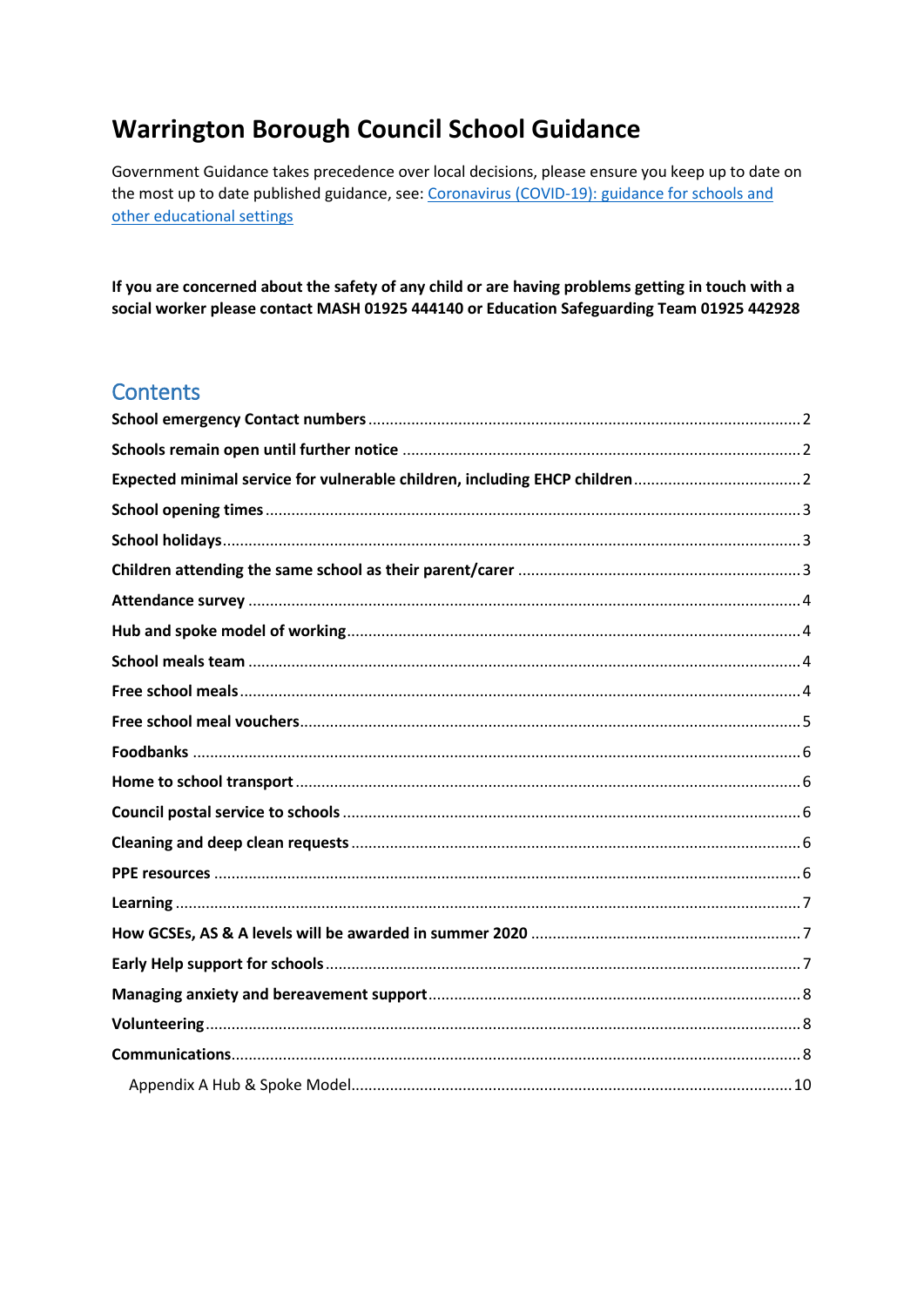# Warrington Borough Council School Guidance

Government Guidance takes precedence over local decisions, please ensure you keep up to date on the most up to date published guidance, see: [Coronavirus (COVID-19): guidance for schools and other educational settings]()

**If you are concerned about the safety of any child or are having problems getting in touch with a social worker please contact MASH 01925 444140 or Education Safeguarding Team 01925 442928**

## Contents

**School emergency Contact numbers** .......... 2
**Schools remain open until further notice** .......... 2
**Expected minimal service for vulnerable children, including EHCP children** .......... 2
**School opening times** .......... 3
**School holidays** .......... 3
**Children attending the same school as their parent/carer** .......... 3
**Attendance survey** .......... 4
**Hub and spoke model of working** .......... 4
**School meals team** .......... 4
**Free school meals** .......... 4
**Free school meal vouchers** .......... 5
**Foodbanks** .......... 6
**Home to school transport** .......... 6
**Council postal service to schools** .......... 6
**Cleaning and deep clean requests** .......... 6
**PPE resources** .......... 6
**Learning** .......... 7
**How GCSEs, AS & A levels will be awarded in summer 2020** .......... 7
**Early Help support for schools** .......... 7
**Managing anxiety and bereavement support** .......... 8
**Volunteering** .......... 8
**Communications** .......... 8
Appendix A Hub & Spoke Model .......... 10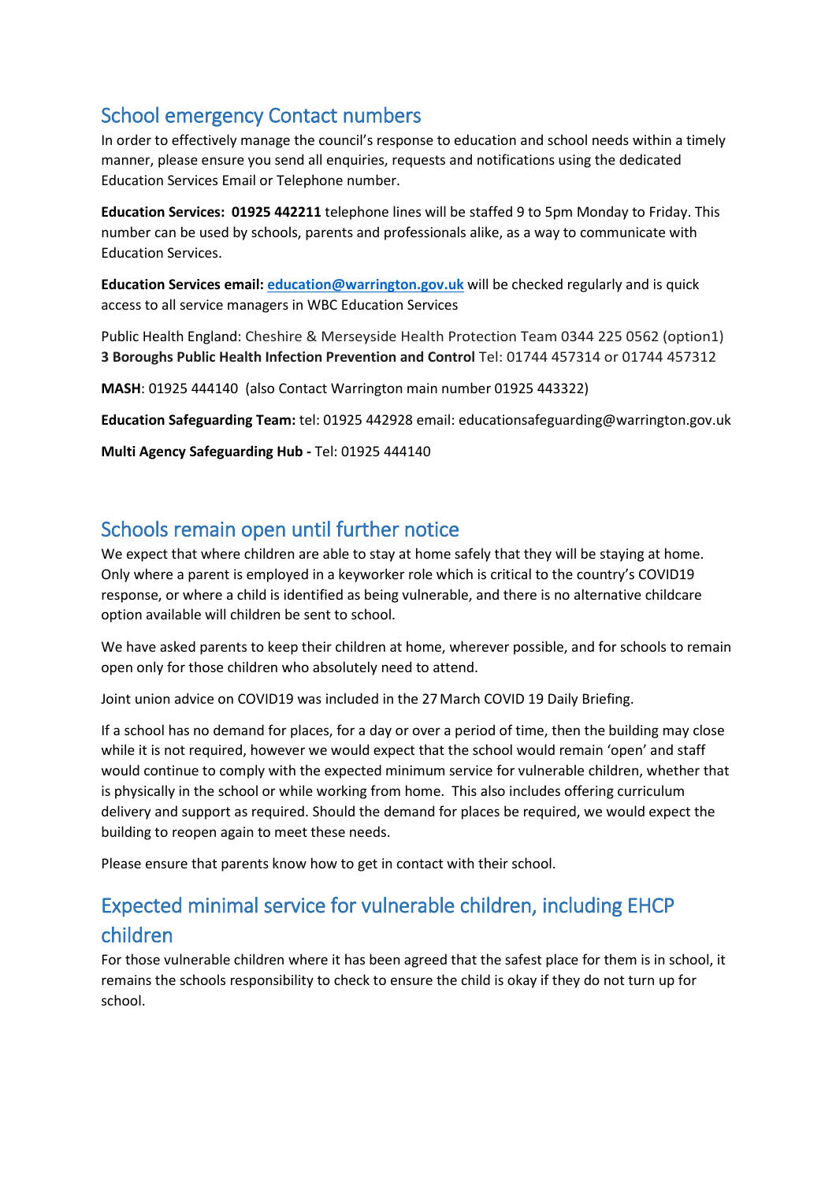## School emergency Contact numbers

In order to effectively manage the council's response to education and school needs within a timely manner, please ensure you send all enquiries, requests and notifications using the dedicated Education Services Email or Telephone number.

**Education Services: 01925 442211** telephone lines will be staffed 9 to 5pm Monday to Friday. This number can be used by schools, parents and professionals alike, as a way to communicate with Education Services.

**Education Services email: [education@warrington.gov.uk](mailto:education@warrington.gov.uk)** will be checked regularly and is quick access to all service managers in WBC Education Services

Public Health England: Cheshire & Merseyside Health Protection Team 0344 225 0562 (option1)
**3 Boroughs Public Health Infection Prevention and Control** Tel: 01744 457314 or 01744 457312

**MASH**: 01925 444140 (also Contact Warrington main number 01925 443322)

**Education Safeguarding Team:** tel: 01925 442928 email: educationsafeguarding@warrington.gov.uk

**Multi Agency Safeguarding Hub -** Tel: 01925 444140

## Schools remain open until further notice

We expect that where children are able to stay at home safely that they will be staying at home. Only where a parent is employed in a keyworker role which is critical to the country's COVID19 response, or where a child is identified as being vulnerable, and there is no alternative childcare option available will children be sent to school.

We have asked parents to keep their children at home, wherever possible, and for schools to remain open only for those children who absolutely need to attend.

Joint union advice on COVID19 was included in the 27 March COVID 19 Daily Briefing.

If a school has no demand for places, for a day or over a period of time, then the building may close while it is not required, however we would expect that the school would remain 'open' and staff would continue to comply with the expected minimum service for vulnerable children, whether that is physically in the school or while working from home. This also includes offering curriculum delivery and support as required. Should the demand for places be required, we would expect the building to reopen again to meet these needs.

Please ensure that parents know how to get in contact with their school.

## Expected minimal service for vulnerable children, including EHCP children

For those vulnerable children where it has been agreed that the safest place for them is in school, it remains the schools responsibility to check to ensure the child is okay if they do not turn up for school.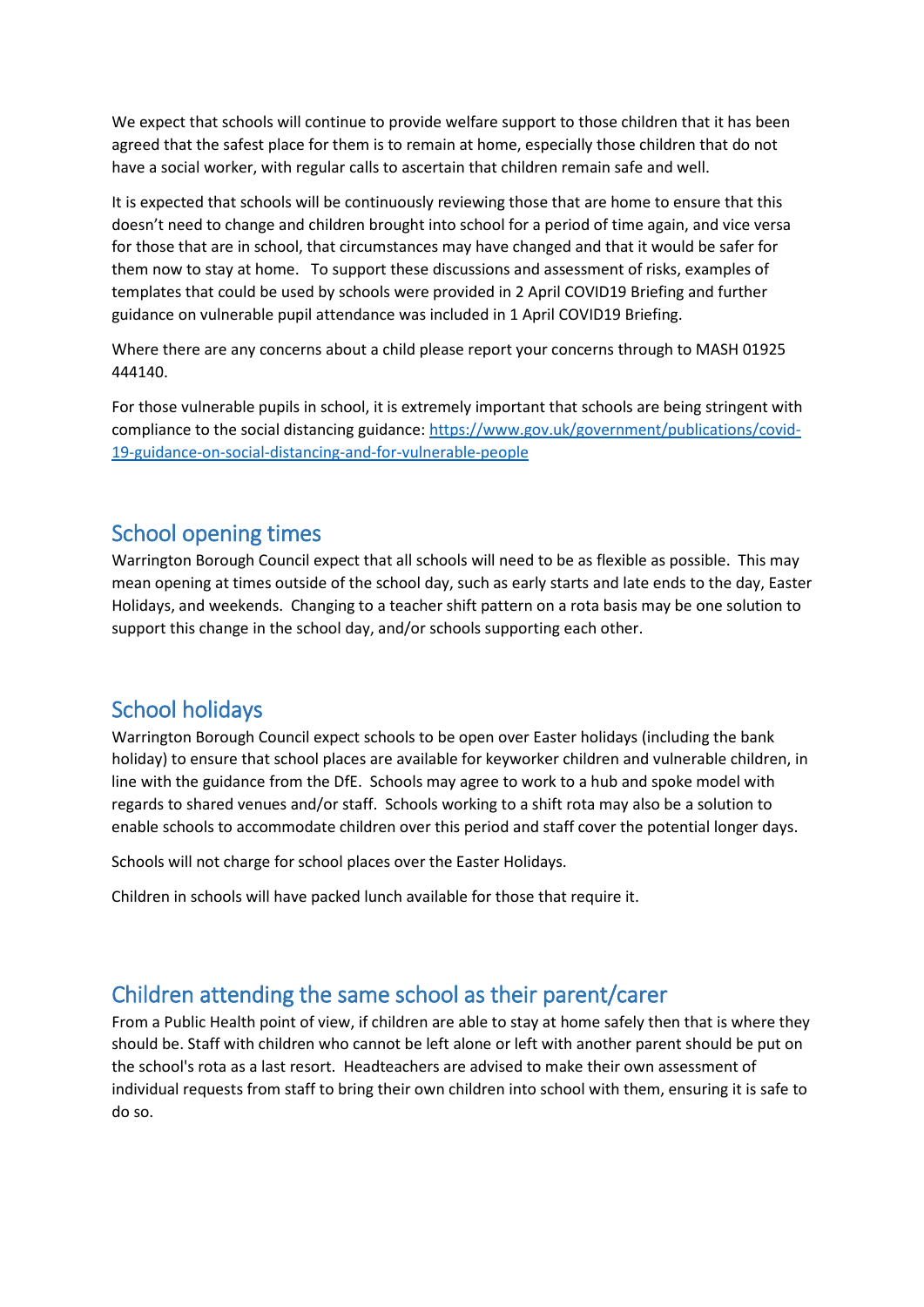We expect that schools will continue to provide welfare support to those children that it has been agreed that the safest place for them is to remain at home, especially those children that do not have a social worker, with regular calls to ascertain that children remain safe and well.

It is expected that schools will be continuously reviewing those that are home to ensure that this doesn't need to change and children brought into school for a period of time again, and vice versa for those that are in school, that circumstances may have changed and that it would be safer for them now to stay at home. To support these discussions and assessment of risks, examples of templates that could be used by schools were provided in 2 April COVID19 Briefing and further guidance on vulnerable pupil attendance was included in 1 April COVID19 Briefing.

Where there are any concerns about a child please report your concerns through to MASH 01925 444140.

For those vulnerable pupils in school, it is extremely important that schools are being stringent with compliance to the social distancing guidance: [https://www.gov.uk/government/publications/covid-19-guidance-on-social-distancing-and-for-vulnerable-people](https://www.gov.uk/government/publications/covid-19-guidance-on-social-distancing-and-for-vulnerable-people)

## School opening times

Warrington Borough Council expect that all schools will need to be as flexible as possible. This may mean opening at times outside of the school day, such as early starts and late ends to the day, Easter Holidays, and weekends. Changing to a teacher shift pattern on a rota basis may be one solution to support this change in the school day, and/or schools supporting each other.

## School holidays

Warrington Borough Council expect schools to be open over Easter holidays (including the bank holiday) to ensure that school places are available for keyworker children and vulnerable children, in line with the guidance from the DfE. Schools may agree to work to a hub and spoke model with regards to shared venues and/or staff. Schools working to a shift rota may also be a solution to enable schools to accommodate children over this period and staff cover the potential longer days.

Schools will not charge for school places over the Easter Holidays.

Children in schools will have packed lunch available for those that require it.

## Children attending the same school as their parent/carer

From a Public Health point of view, if children are able to stay at home safely then that is where they should be. Staff with children who cannot be left alone or left with another parent should be put on the school's rota as a last resort. Headteachers are advised to make their own assessment of individual requests from staff to bring their own children into school with them, ensuring it is safe to do so.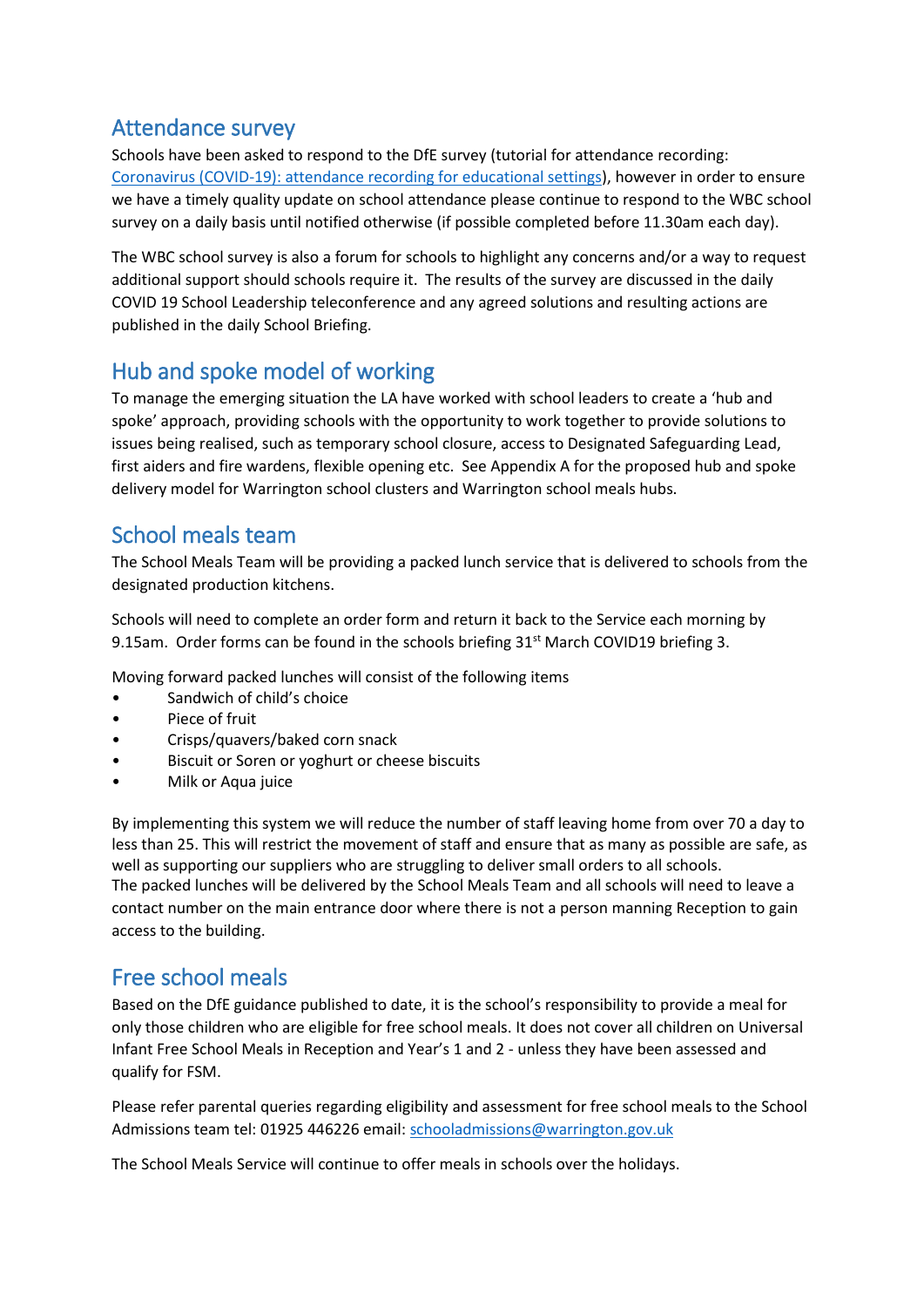## Attendance survey

Schools have been asked to respond to the DfE survey (tutorial for attendance recording: [Coronavirus (COVID-19): attendance recording for educational settings](Coronavirus (COVID-19): attendance recording for educational settings)), however in order to ensure we have a timely quality update on school attendance please continue to respond to the WBC school survey on a daily basis until notified otherwise (if possible completed before 11.30am each day).

The WBC school survey is also a forum for schools to highlight any concerns and/or a way to request additional support should schools require it. The results of the survey are discussed in the daily COVID 19 School Leadership teleconference and any agreed solutions and resulting actions are published in the daily School Briefing.

## Hub and spoke model of working

To manage the emerging situation the LA have worked with school leaders to create a 'hub and spoke' approach, providing schools with the opportunity to work together to provide solutions to issues being realised, such as temporary school closure, access to Designated Safeguarding Lead, first aiders and fire wardens, flexible opening etc. See Appendix A for the proposed hub and spoke delivery model for Warrington school clusters and Warrington school meals hubs.

## School meals team

The School Meals Team will be providing a packed lunch service that is delivered to schools from the designated production kitchens.

Schools will need to complete an order form and return it back to the Service each morning by 9.15am. Order forms can be found in the schools briefing 31st March COVID19 briefing 3.

Moving forward packed lunches will consist of the following items

- Sandwich of child's choice
- Piece of fruit
- Crisps/quavers/baked corn snack
- Biscuit or Soren or yoghurt or cheese biscuits
- Milk or Aqua juice

By implementing this system we will reduce the number of staff leaving home from over 70 a day to less than 25. This will restrict the movement of staff and ensure that as many as possible are safe, as well as supporting our suppliers who are struggling to deliver small orders to all schools.
The packed lunches will be delivered by the School Meals Team and all schools will need to leave a contact number on the main entrance door where there is not a person manning Reception to gain access to the building.

## Free school meals

Based on the DfE guidance published to date, it is the school's responsibility to provide a meal for only those children who are eligible for free school meals. It does not cover all children on Universal Infant Free School Meals in Reception and Year's 1 and 2 - unless they have been assessed and qualify for FSM.

Please refer parental queries regarding eligibility and assessment for free school meals to the School Admissions team tel: 01925 446226 email: [schooladmissions@warrington.gov.uk](mailto:schooladmissions@warrington.gov.uk)

The School Meals Service will continue to offer meals in schools over the holidays.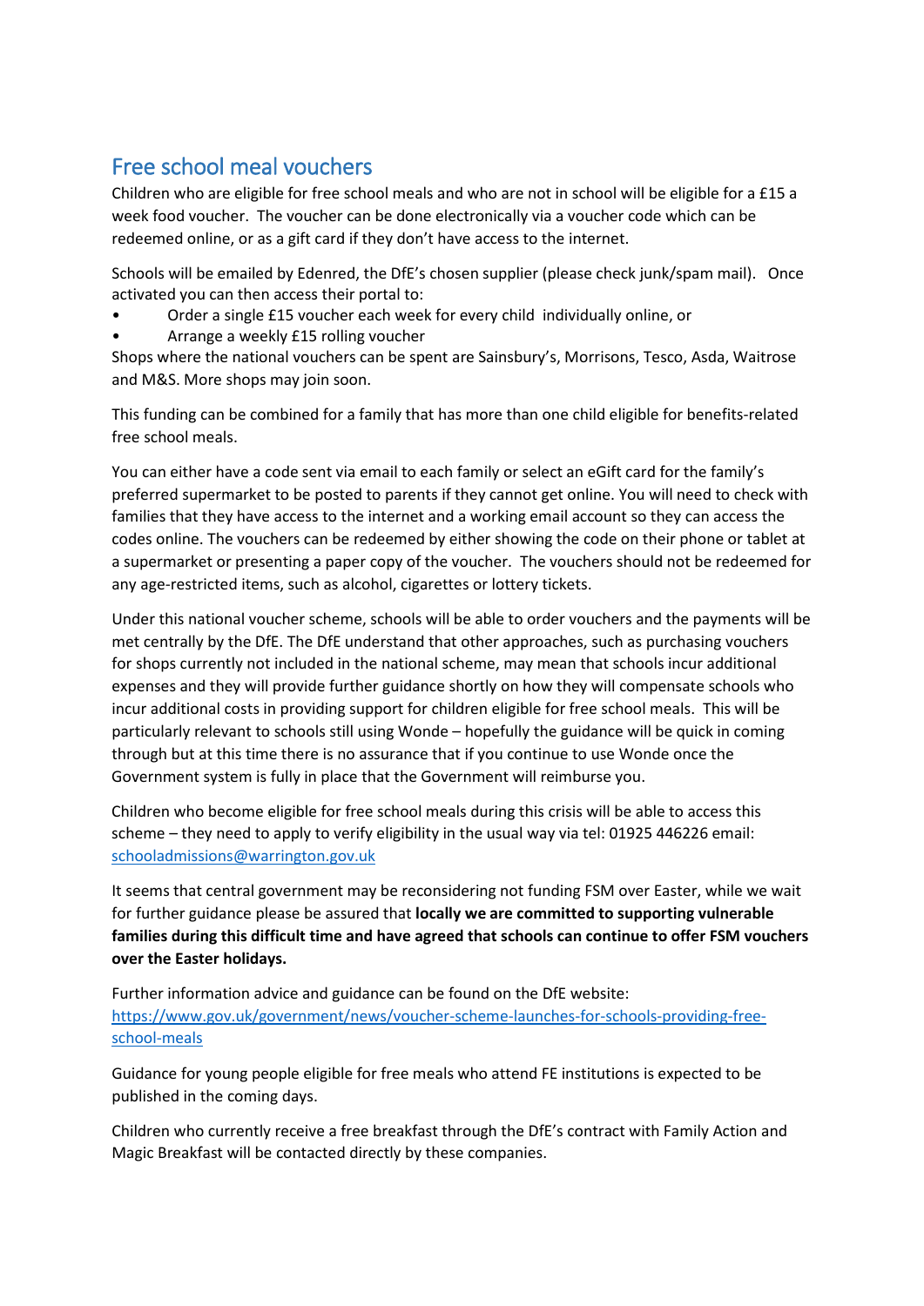## Free school meal vouchers

Children who are eligible for free school meals and who are not in school will be eligible for a £15 a week food voucher. The voucher can be done electronically via a voucher code which can be redeemed online, or as a gift card if they don't have access to the internet.

Schools will be emailed by Edenred, the DfE's chosen supplier (please check junk/spam mail). Once activated you can then access their portal to:

- Order a single £15 voucher each week for every child individually online, or
- Arrange a weekly £15 rolling voucher

Shops where the national vouchers can be spent are Sainsbury's, Morrisons, Tesco, Asda, Waitrose and M&S. More shops may join soon.

This funding can be combined for a family that has more than one child eligible for benefits-related free school meals.

You can either have a code sent via email to each family or select an eGift card for the family's preferred supermarket to be posted to parents if they cannot get online. You will need to check with families that they have access to the internet and a working email account so they can access the codes online. The vouchers can be redeemed by either showing the code on their phone or tablet at a supermarket or presenting a paper copy of the voucher. The vouchers should not be redeemed for any age-restricted items, such as alcohol, cigarettes or lottery tickets.

Under this national voucher scheme, schools will be able to order vouchers and the payments will be met centrally by the DfE. The DfE understand that other approaches, such as purchasing vouchers for shops currently not included in the national scheme, may mean that schools incur additional expenses and they will provide further guidance shortly on how they will compensate schools who incur additional costs in providing support for children eligible for free school meals. This will be particularly relevant to schools still using Wonde – hopefully the guidance will be quick in coming through but at this time there is no assurance that if you continue to use Wonde once the Government system is fully in place that the Government will reimburse you.

Children who become eligible for free school meals during this crisis will be able to access this scheme – they need to apply to verify eligibility in the usual way via tel: 01925 446226 email: [schooladmissions@warrington.gov.uk](mailto:schooladmissions@warrington.gov.uk)

It seems that central government may be reconsidering not funding FSM over Easter, while we wait for further guidance please be assured that **locally we are committed to supporting vulnerable families during this difficult time and have agreed that schools can continue to offer FSM vouchers over the Easter holidays.**

Further information advice and guidance can be found on the DfE website: [https://www.gov.uk/government/news/voucher-scheme-launches-for-schools-providing-free-school-meals](https://www.gov.uk/government/news/voucher-scheme-launches-for-schools-providing-free-school-meals)

Guidance for young people eligible for free meals who attend FE institutions is expected to be published in the coming days.

Children who currently receive a free breakfast through the DfE's contract with Family Action and Magic Breakfast will be contacted directly by these companies.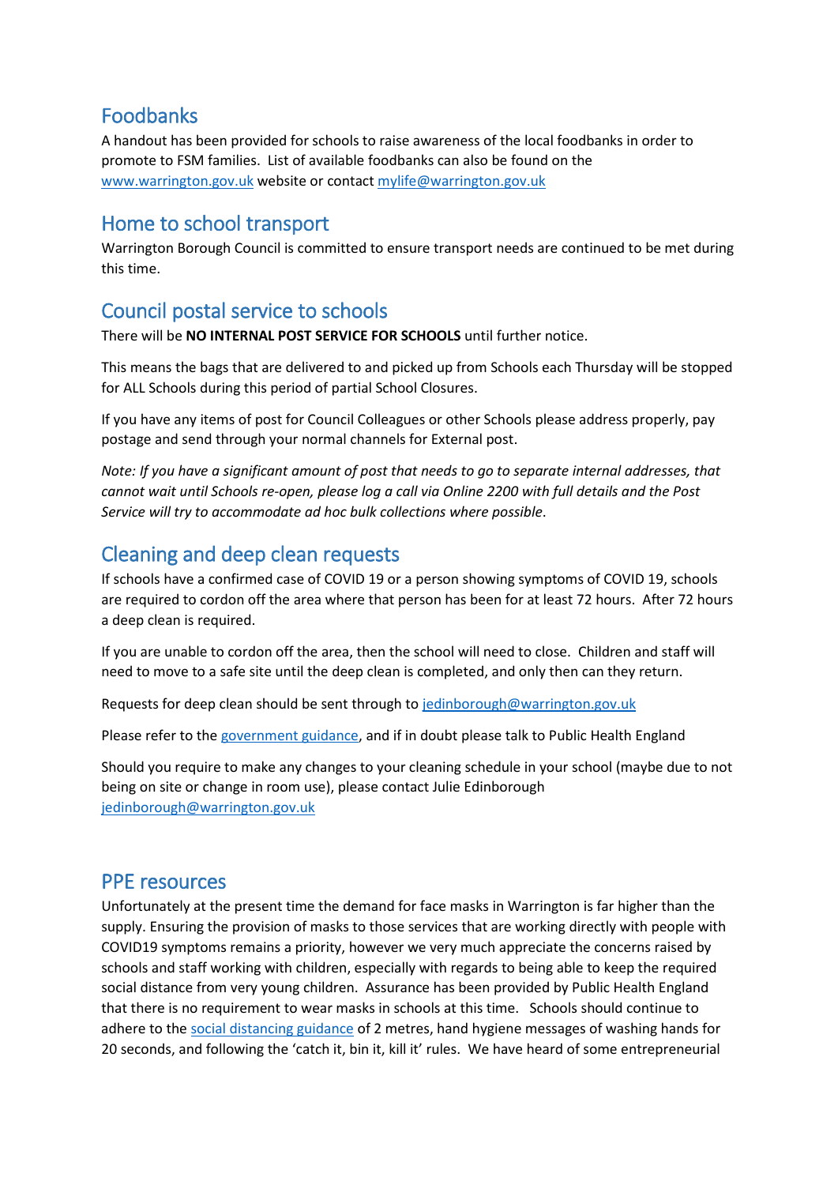## Foodbanks

A handout has been provided for schools to raise awareness of the local foodbanks in order to promote to FSM families. List of available foodbanks can also be found on the [www.warrington.gov.uk](http://www.warrington.gov.uk) website or contact [mylife@warrington.gov.uk](mailto:mylife@warrington.gov.uk)

## Home to school transport

Warrington Borough Council is committed to ensure transport needs are continued to be met during this time.

## Council postal service to schools

There will be **NO INTERNAL POST SERVICE FOR SCHOOLS** until further notice.

This means the bags that are delivered to and picked up from Schools each Thursday will be stopped for ALL Schools during this period of partial School Closures.

If you have any items of post for Council Colleagues or other Schools please address properly, pay postage and send through your normal channels for External post.

*Note: If you have a significant amount of post that needs to go to separate internal addresses, that cannot wait until Schools re-open, please log a call via Online 2200 with full details and the Post Service will try to accommodate ad hoc bulk collections where possible*.

## Cleaning and deep clean requests

If schools have a confirmed case of COVID 19 or a person showing symptoms of COVID 19, schools are required to cordon off the area where that person has been for at least 72 hours. After 72 hours a deep clean is required.

If you are unable to cordon off the area, then the school will need to close. Children and staff will need to move to a safe site until the deep clean is completed, and only then can they return.

Requests for deep clean should be sent through to [jedinborough@warrington.gov.uk](mailto:jedinborough@warrington.gov.uk)

Please refer to the government guidance, and if in doubt please talk to Public Health England

Should you require to make any changes to your cleaning schedule in your school (maybe due to not being on site or change in room use), please contact Julie Edinborough [jedinborough@warrington.gov.uk](mailto:jedinborough@warrington.gov.uk)

## PPE resources

Unfortunately at the present time the demand for face masks in Warrington is far higher than the supply. Ensuring the provision of masks to those services that are working directly with people with COVID19 symptoms remains a priority, however we very much appreciate the concerns raised by schools and staff working with children, especially with regards to being able to keep the required social distance from very young children. Assurance has been provided by Public Health England that there is no requirement to wear masks in schools at this time. Schools should continue to adhere to the social distancing guidance of 2 metres, hand hygiene messages of washing hands for 20 seconds, and following the 'catch it, bin it, kill it' rules. We have heard of some entrepreneurial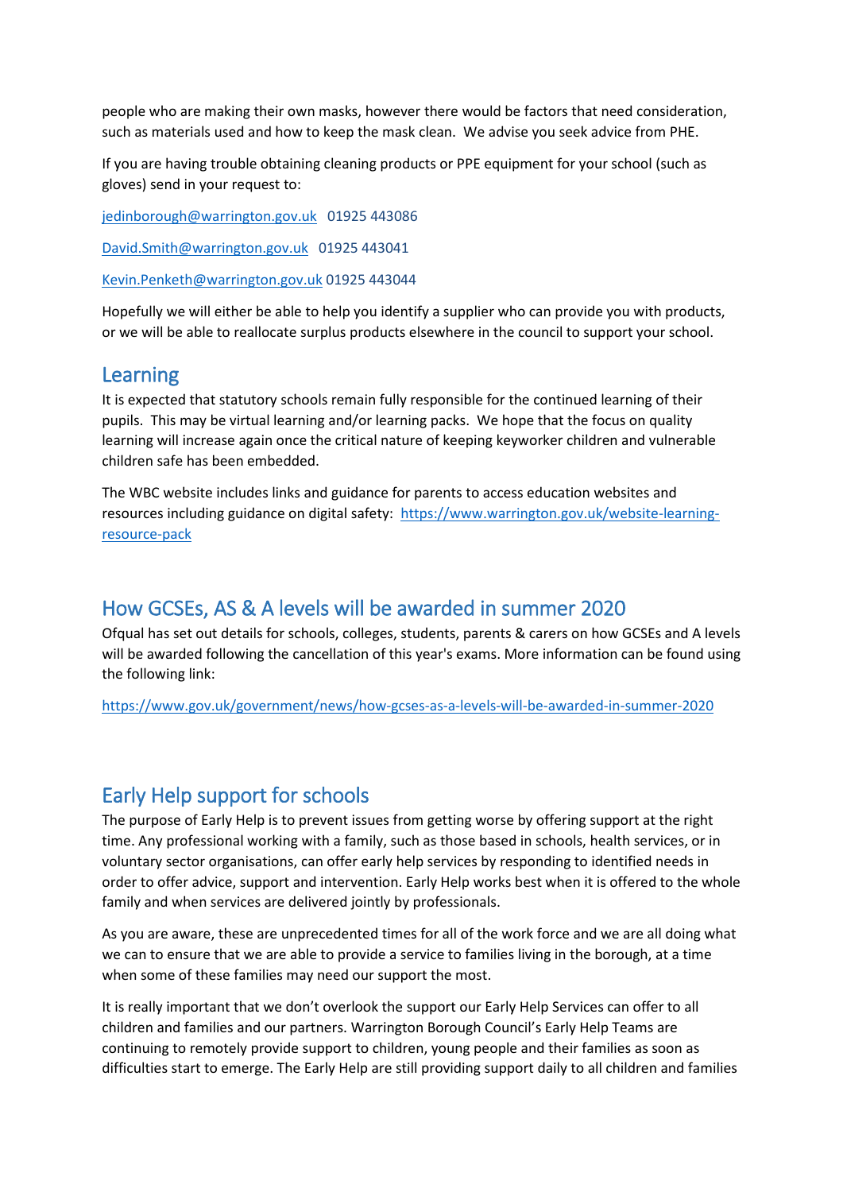people who are making their own masks, however there would be factors that need consideration, such as materials used and how to keep the mask clean. We advise you seek advice from PHE.

If you are having trouble obtaining cleaning products or PPE equipment for your school (such as gloves) send in your request to:

jedinborough@warrington.gov.uk 01925 443086

David.Smith@warrington.gov.uk 01925 443041

Kevin.Penketh@warrington.gov.uk 01925 443044

Hopefully we will either be able to help you identify a supplier who can provide you with products, or we will be able to reallocate surplus products elsewhere in the council to support your school.

## Learning

It is expected that statutory schools remain fully responsible for the continued learning of their pupils. This may be virtual learning and/or learning packs. We hope that the focus on quality learning will increase again once the critical nature of keeping keyworker children and vulnerable children safe has been embedded.

The WBC website includes links and guidance for parents to access education websites and resources including guidance on digital safety: https://www.warrington.gov.uk/website-learning-resource-pack

## How GCSEs, AS & A levels will be awarded in summer 2020

Ofqual has set out details for schools, colleges, students, parents & carers on how GCSEs and A levels will be awarded following the cancellation of this year's exams. More information can be found using the following link:

https://www.gov.uk/government/news/how-gcses-as-a-levels-will-be-awarded-in-summer-2020

## Early Help support for schools

The purpose of Early Help is to prevent issues from getting worse by offering support at the right time. Any professional working with a family, such as those based in schools, health services, or in voluntary sector organisations, can offer early help services by responding to identified needs in order to offer advice, support and intervention. Early Help works best when it is offered to the whole family and when services are delivered jointly by professionals.

As you are aware, these are unprecedented times for all of the work force and we are all doing what we can to ensure that we are able to provide a service to families living in the borough, at a time when some of these families may need our support the most.

It is really important that we don't overlook the support our Early Help Services can offer to all children and families and our partners. Warrington Borough Council's Early Help Teams are continuing to remotely provide support to children, young people and their families as soon as difficulties start to emerge. The Early Help are still providing support daily to all children and families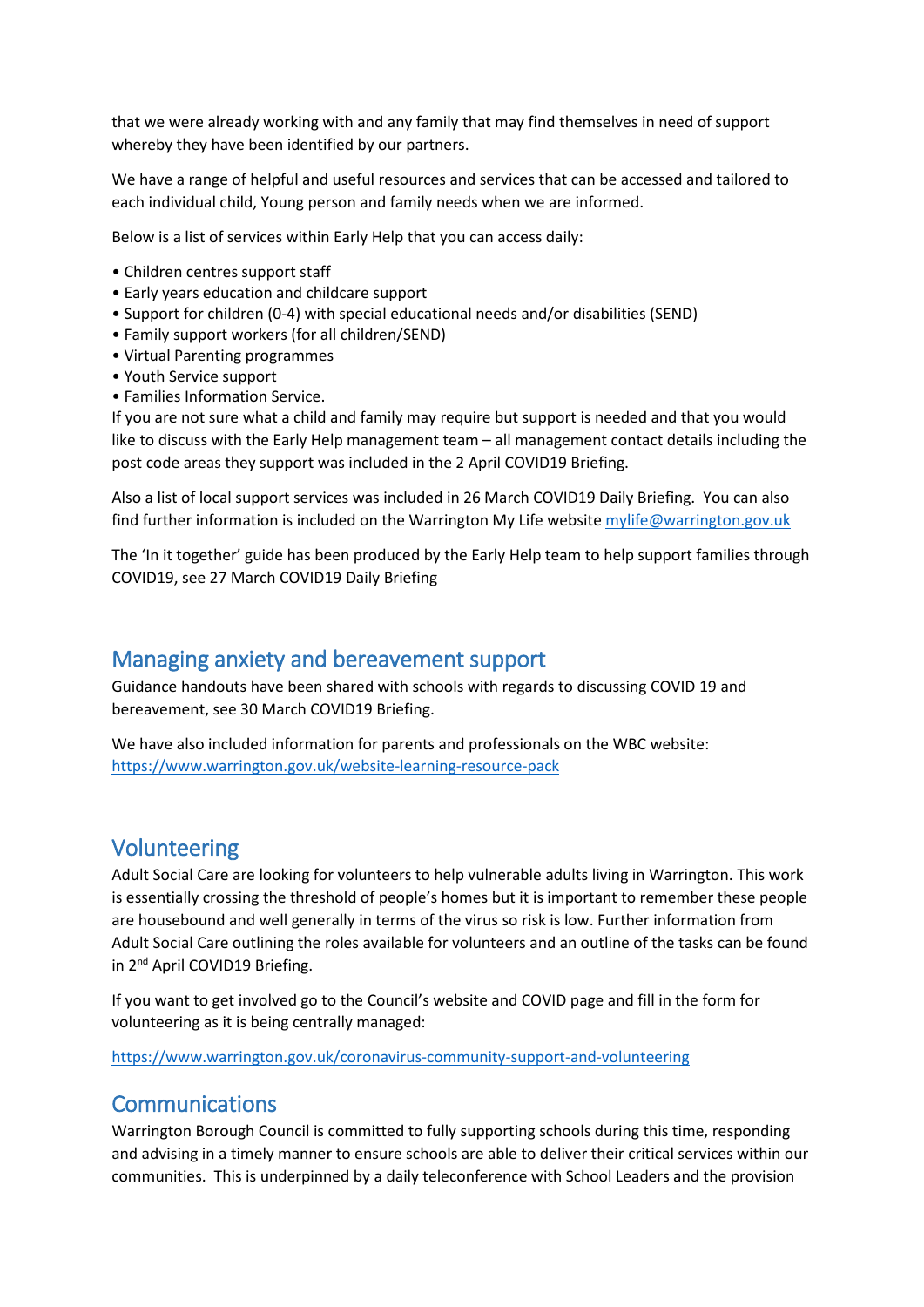that we were already working with and any family that may find themselves in need of support whereby they have been identified by our partners.

We have a range of helpful and useful resources and services that can be accessed and tailored to each individual child, Young person and family needs when we are informed.

Below is a list of services within Early Help that you can access daily:

- Children centres support staff
- Early years education and childcare support
- Support for children (0-4) with special educational needs and/or disabilities (SEND)
- Family support workers (for all children/SEND)
- Virtual Parenting programmes
- Youth Service support
- Families Information Service.

If you are not sure what a child and family may require but support is needed and that you would like to discuss with the Early Help management team – all management contact details including the post code areas they support was included in the 2 April COVID19 Briefing.

Also a list of local support services was included in 26 March COVID19 Daily Briefing. You can also find further information is included on the Warrington My Life website mylife@warrington.gov.uk

The 'In it together' guide has been produced by the Early Help team to help support families through COVID19, see 27 March COVID19 Daily Briefing

## Managing anxiety and bereavement support

Guidance handouts have been shared with schools with regards to discussing COVID 19 and bereavement, see 30 March COVID19 Briefing.

We have also included information for parents and professionals on the WBC website: https://www.warrington.gov.uk/website-learning-resource-pack

## Volunteering

Adult Social Care are looking for volunteers to help vulnerable adults living in Warrington. This work is essentially crossing the threshold of people's homes but it is important to remember these people are housebound and well generally in terms of the virus so risk is low. Further information from Adult Social Care outlining the roles available for volunteers and an outline of the tasks can be found in 2nd April COVID19 Briefing.

If you want to get involved go to the Council's website and COVID page and fill in the form for volunteering as it is being centrally managed:

https://www.warrington.gov.uk/coronavirus-community-support-and-volunteering

## Communications

Warrington Borough Council is committed to fully supporting schools during this time, responding and advising in a timely manner to ensure schools are able to deliver their critical services within our communities. This is underpinned by a daily teleconference with School Leaders and the provision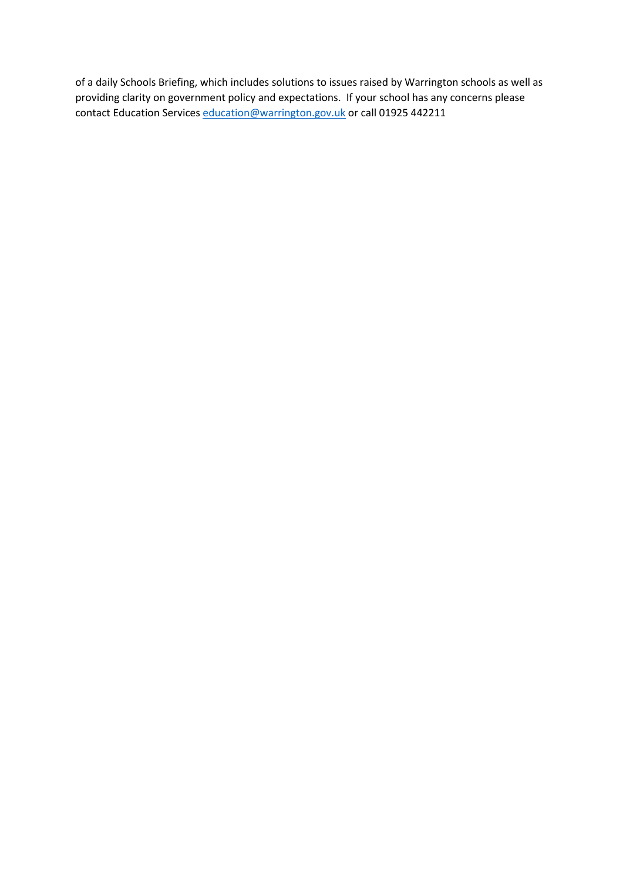of a daily Schools Briefing, which includes solutions to issues raised by Warrington schools as well as providing clarity on government policy and expectations.  If your school has any concerns please contact Education Services education@warrington.gov.uk or call 01925 442211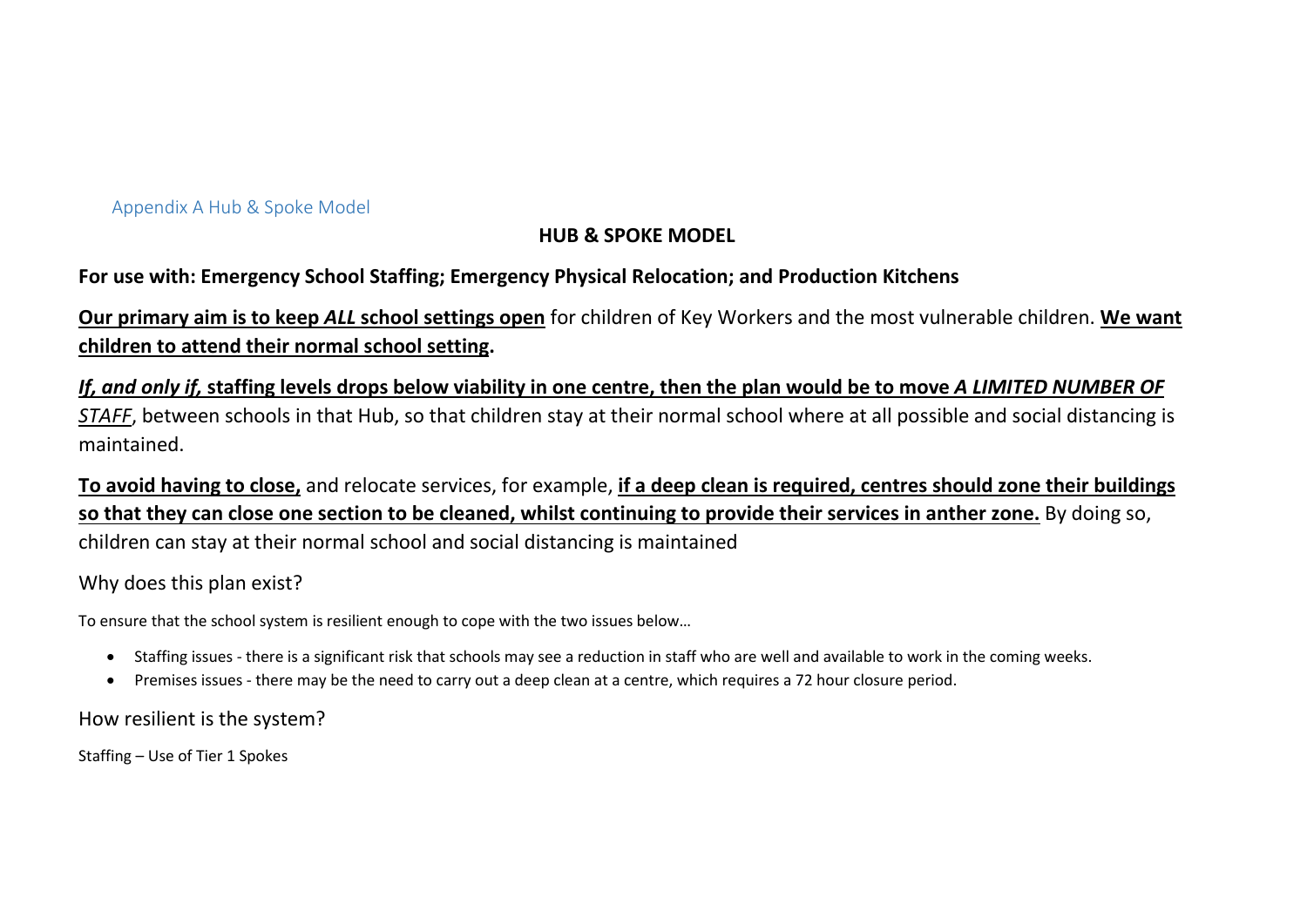## Appendix A Hub & Spoke Model

**HUB & SPOKE MODEL**

**For use with: Emergency School Staffing; Emergency Physical Relocation; and Production Kitchens**

**Our primary aim is to keep *ALL* school settings open** for children of Key Workers and the most vulnerable children. **We want children to attend their normal school setting.**

***If, and only if,* staffing levels drops below viability in one centre, then the plan would be to move *A LIMITED NUMBER OF STAFF***, between schools in that Hub, so that children stay at their normal school where at all possible and social distancing is maintained.

**To avoid having to close,** and relocate services, for example, **if a deep clean is required, centres should zone their buildings so that they can close one section to be cleaned, whilst continuing to provide their services in anther zone.** By doing so, children can stay at their normal school and social distancing is maintained

### Why does this plan exist?

To ensure that the school system is resilient enough to cope with the two issues below…

- Staffing issues - there is a significant risk that schools may see a reduction in staff who are well and available to work in the coming weeks.
- Premises issues - there may be the need to carry out a deep clean at a centre, which requires a 72 hour closure period.

### How resilient is the system?

Staffing – Use of Tier 1 Spokes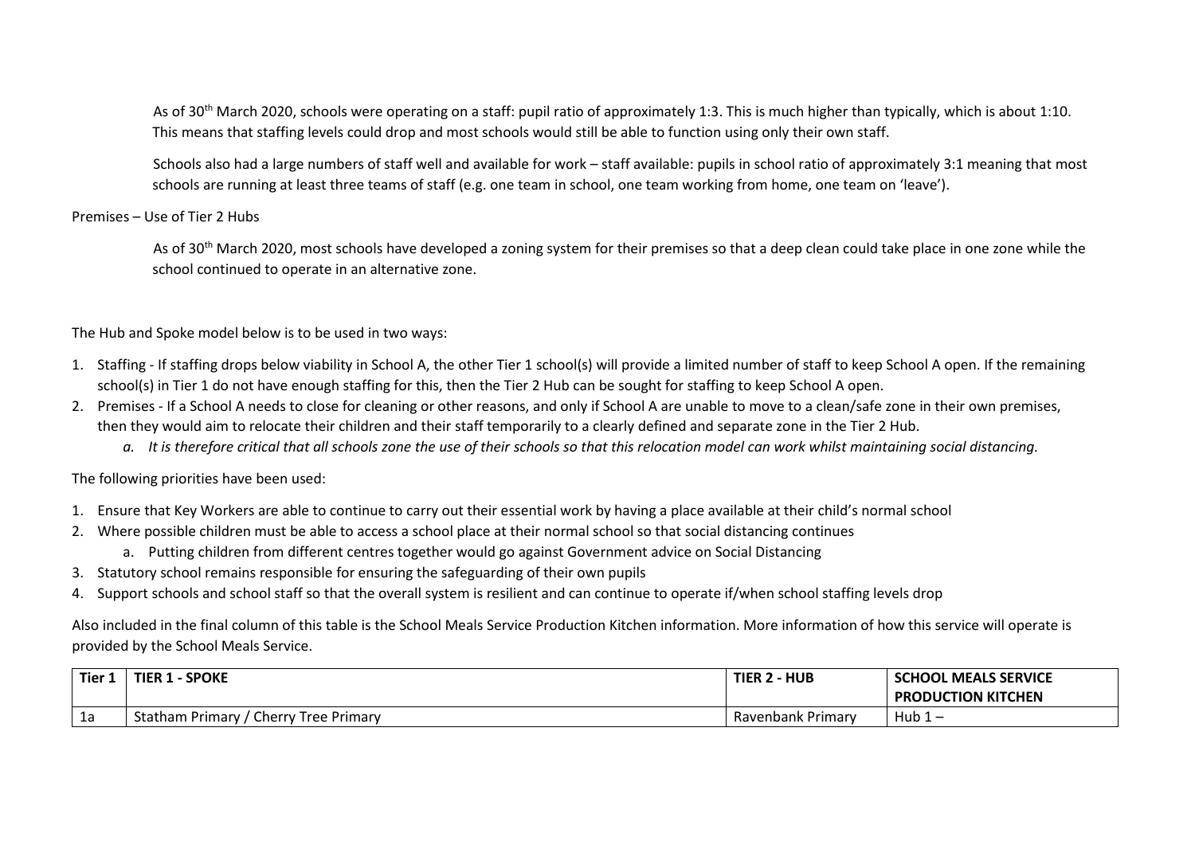As of 30th March 2020, schools were operating on a staff: pupil ratio of approximately 1:3. This is much higher than typically, which is about 1:10. This means that staffing levels could drop and most schools would still be able to function using only their own staff.

Schools also had a large numbers of staff well and available for work – staff available: pupils in school ratio of approximately 3:1 meaning that most schools are running at least three teams of staff (e.g. one team in school, one team working from home, one team on 'leave').

Premises – Use of Tier 2 Hubs

As of 30th March 2020, most schools have developed a zoning system for their premises so that a deep clean could take place in one zone while the school continued to operate in an alternative zone.

The Hub and Spoke model below is to be used in two ways:

1. Staffing - If staffing drops below viability in School A, the other Tier 1 school(s) will provide a limited number of staff to keep School A open. If the remaining school(s) in Tier 1 do not have enough staffing for this, then the Tier 2 Hub can be sought for staffing to keep School A open.
2. Premises - If a School A needs to close for cleaning or other reasons, and only if School A are unable to move to a clean/safe zone in their own premises, then they would aim to relocate their children and their staff temporarily to a clearly defined and separate zone in the Tier 2 Hub.
    a. *It is therefore critical that all schools zone the use of their schools so that this relocation model can work whilst maintaining social distancing.*

The following priorities have been used:

1. Ensure that Key Workers are able to continue to carry out their essential work by having a place available at their child's normal school
2. Where possible children must be able to access a school place at their normal school so that social distancing continues
    a. Putting children from different centres together would go against Government advice on Social Distancing
3. Statutory school remains responsible for ensuring the safeguarding of their own pupils
4. Support schools and school staff so that the overall system is resilient and can continue to operate if/when school staffing levels drop

Also included in the final column of this table is the School Meals Service Production Kitchen information. More information of how this service will operate is provided by the School Meals Service.

| Tier 1 | TIER 1 - SPOKE | TIER 2 - HUB | SCHOOL MEALS SERVICE PRODUCTION KITCHEN |
|---|---|---|---|
| 1a | Statham Primary / Cherry Tree Primary | Ravenbank Primary | Hub 1 – |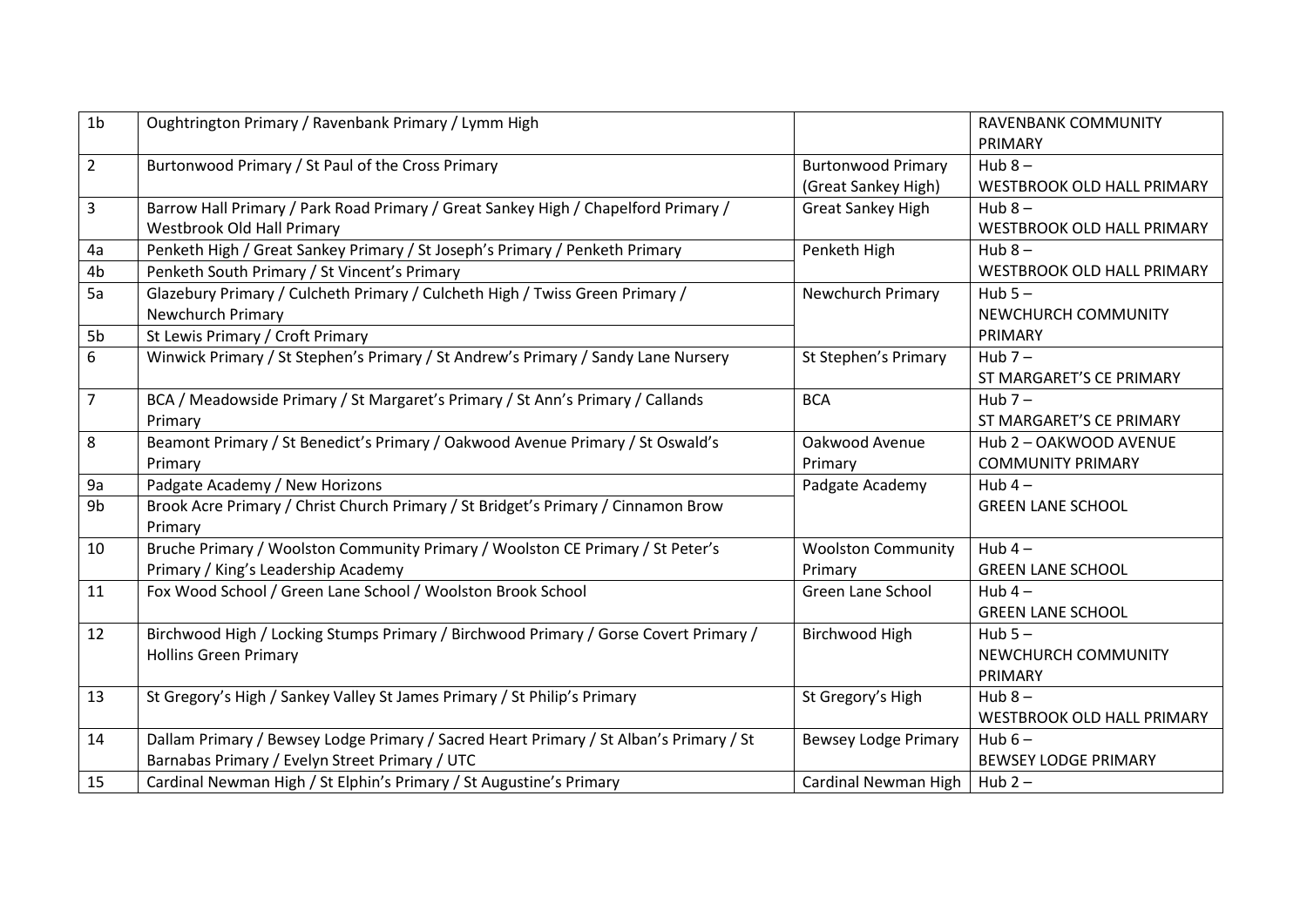| | | | |
|---|---|---|---|
| 1b | Oughtrington Primary / Ravenbank Primary / Lymm High | | RAVENBANK COMMUNITY PRIMARY |
| 2 | Burtonwood Primary / St Paul of the Cross Primary | Burtonwood Primary (Great Sankey High) | Hub 8 – WESTBROOK OLD HALL PRIMARY |
| 3 | Barrow Hall Primary / Park Road Primary / Great Sankey High / Chapelford Primary / Westbrook Old Hall Primary | Great Sankey High | Hub 8 – WESTBROOK OLD HALL PRIMARY |
| 4a | Penketh High / Great Sankey Primary / St Joseph's Primary / Penketh Primary | Penketh High | Hub 8 – WESTBROOK OLD HALL PRIMARY |
| 4b | Penketh South Primary / St Vincent's Primary | | |
| 5a | Glazebury Primary / Culcheth Primary / Culcheth High / Twiss Green Primary / Newchurch Primary | Newchurch Primary | Hub 5 – NEWCHURCH COMMUNITY PRIMARY |
| 5b | St Lewis Primary / Croft Primary | | |
| 6 | Winwick Primary / St Stephen's Primary / St Andrew's Primary / Sandy Lane Nursery | St Stephen's Primary | Hub 7 – ST MARGARET'S CE PRIMARY |
| 7 | BCA / Meadowside Primary / St Margaret's Primary / St Ann's Primary / Callands Primary | BCA | Hub 7 – ST MARGARET'S CE PRIMARY |
| 8 | Beamont Primary / St Benedict's Primary / Oakwood Avenue Primary / St Oswald's Primary | Oakwood Avenue Primary | Hub 2 – OAKWOOD AVENUE COMMUNITY PRIMARY |
| 9a | Padgate Academy / New Horizons | Padgate Academy | Hub 4 – GREEN LANE SCHOOL |
| 9b | Brook Acre Primary / Christ Church Primary / St Bridget's Primary / Cinnamon Brow Primary | | |
| 10 | Bruche Primary / Woolston Community Primary / Woolston CE Primary / St Peter's Primary / King's Leadership Academy | Woolston Community Primary | Hub 4 – GREEN LANE SCHOOL |
| 11 | Fox Wood School / Green Lane School / Woolston Brook School | Green Lane School | Hub 4 – GREEN LANE SCHOOL |
| 12 | Birchwood High / Locking Stumps Primary / Birchwood Primary / Gorse Covert Primary / Hollins Green Primary | Birchwood High | Hub 5 – NEWCHURCH COMMUNITY PRIMARY |
| 13 | St Gregory's High / Sankey Valley St James Primary / St Philip's Primary | St Gregory's High | Hub 8 – WESTBROOK OLD HALL PRIMARY |
| 14 | Dallam Primary / Bewsey Lodge Primary / Sacred Heart Primary / St Alban's Primary / St Barnabas Primary / Evelyn Street Primary / UTC | Bewsey Lodge Primary | Hub 6 – BEWSEY LODGE PRIMARY |
| 15 | Cardinal Newman High / St Elphin's Primary / St Augustine's Primary | Cardinal Newman High | Hub 2 – |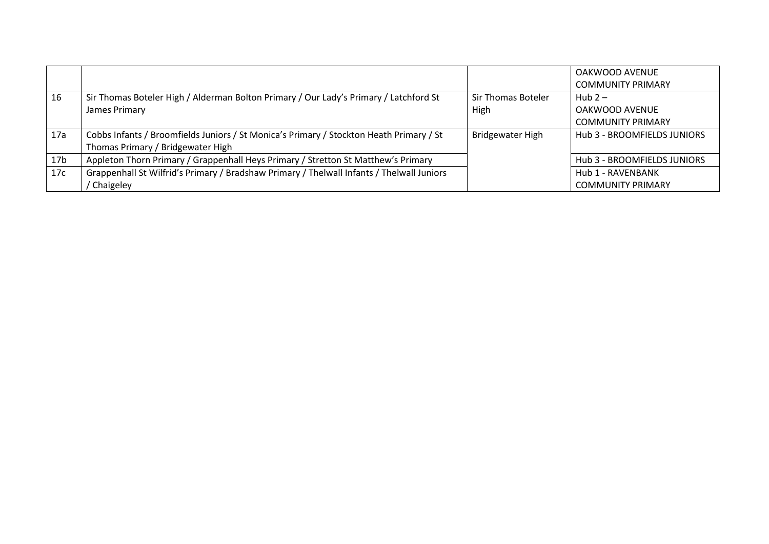| | | | |
|---|---|---|---|
| | | | OAKWOOD AVENUE COMMUNITY PRIMARY |
| 16 | Sir Thomas Boteler High / Alderman Bolton Primary / Our Lady's Primary / Latchford St James Primary | Sir Thomas Boteler High | Hub 2 – OAKWOOD AVENUE COMMUNITY PRIMARY |
| 17a | Cobbs Infants / Broomfields Juniors / St Monica's Primary / Stockton Heath Primary / St Thomas Primary / Bridgewater High | Bridgewater High | Hub 3 - BROOMFIELDS JUNIORS |
| 17b | Appleton Thorn Primary / Grappenhall Heys Primary / Stretton St Matthew's Primary | | Hub 3 - BROOMFIELDS JUNIORS |
| 17c | Grappenhall St Wilfrid's Primary / Bradshaw Primary / Thelwall Infants / Thelwall Juniors / Chaigeley | | Hub 1 - RAVENBANK COMMUNITY PRIMARY |